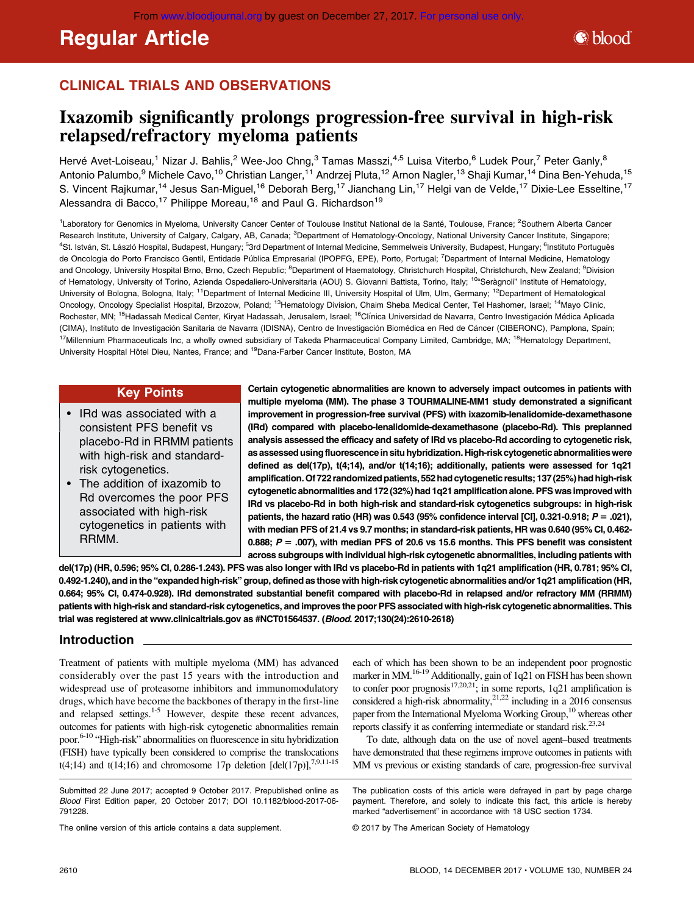## Regular Article

### CLINICAL TRIALS AND OBSERVATIONS

# Ixazomib significantly prolongs progression-free survival in high-risk relapsed/refractory myeloma patients

Hervé Avet-Loiseau,[1] Nizar J. Bahlis,[2] Wee-Joo Chng,[3] Tamas Masszi,[4,5] Luisa Viterbo,[6] Ludek Pour,[7] Peter Ganly,[8] Antonio Palumbo,[9] Michele Cavo,[10] Christian Langer,[11] Andrzej Pluta,[12] Arnon Nagler,[13] Shaji Kumar,[14] Dina Ben-Yehuda,[15] S. Vincent Rajkumar,[14] Jesus San-Miguel,[16] Deborah Berg,[17] Jianchang Lin,[17] Helgi van de Velde,[17] Dixie-Lee Esseltine,[17] Alessandra di Bacco,[17] Philippe Moreau,[18] and Paul G. Richardson[19]

[1]Laboratory for Genomics in Myeloma, University Cancer Center of Toulouse Institut National de la Santé, Toulouse, France; [2]Southern Alberta Cancer Research Institute, University of Calgary, Calgary, AB, Canada; [3]Department of Hematology-Oncology, National University Cancer Institute, Singapore; [4]St. István, St. László Hospital, Budapest, Hungary; [5]3rd Department of Internal Medicine, Semmelweis University, Budapest, Hungary; [6]Instituto Português de Oncologia do Porto Francisco Gentil, Entidade Pública Empresarial (IPOPFG, EPE), Porto, Portugal; [7]Department of Internal Medicine, Hematology and Oncology, University Hospital Brno, Brno, Czech Republic; [8]Department of Haematology, Christchurch Hospital, Christchurch, New Zealand; [9]Division of Hematology, University of Torino, Azienda Ospedaliero-Universitaria (AOU) S. Giovanni Battista, Torino, Italy; [10]"Seràgnoli" Institute of Hematology, University of Bologna, Bologna, Italy; [11]Department of Internal Medicine III, University Hospital of Ulm, Ulm, Germany; [12]Department of Hematological Oncology, Oncology Specialist Hospital, Brzozow, Poland; [13]Hematology Division, Chaim Sheba Medical Center, Tel Hashomer, Israel; [14]Mayo Clinic, Rochester, MN; [15]Hadassah Medical Center, Kiryat Hadassah, Jerusalem, Israel; [16]Clínica Universidad de Navarra, Centro Investigación Médica Aplicada (CIMA), Instituto de Investigación Sanitaria de Navarra (IDISNA), Centro de Investigación Biomédica en Red de Cáncer (CIBERONC), Pamplona, Spain; [17]Millennium Pharmaceuticals Inc, a wholly owned subsidiary of Takeda Pharmaceutical Company Limited, Cambridge, MA; [18]Hematology Department, University Hospital Hôtel Dieu, Nantes, France; and [19]Dana-Farber Cancer Institute, Boston, MA

### Key Points

- IRd was associated with a consistent PFS benefit vs placebo-Rd in RRMM patients with high-risk and standard-risk cytogenetics.
- The addition of ixazomib to Rd overcomes the poor PFS associated with high-risk cytogenetics in patients with RRMM.

**Certain cytogenetic abnormalities are known to adversely impact outcomes in patients with multiple myeloma (MM). The phase 3 TOURMALINE-MM1 study demonstrated a significant improvement in progression-free survival (PFS) with ixazomib-lenalidomide-dexamethasone (IRd) compared with placebo-lenalidomide-dexamethasone (placebo-Rd). This preplanned analysis assessed the efficacy and safety of IRd vs placebo-Rd according to cytogenetic risk, as assessed using fluorescence in situ hybridization. High-risk cytogenetic abnormalities were defined as del(17p), t(4;14), and/or t(14;16); additionally, patients were assessed for 1q21 amplification. Of 722 randomized patients, 552 had cytogenetic results; 137 (25%) had high-risk cytogenetic abnormalities and 172 (32%) had 1q21 amplification alone. PFS was improved with IRd vs placebo-Rd in both high-risk and standard-risk cytogenetics subgroups: in high-risk patients, the hazard ratio (HR) was 0.543 (95% confidence interval [CI], 0.321-0.918; $P = .021$), with median PFS of 21.4 vs 9.7 months; in standard-risk patients, HR was 0.640 (95% CI, 0.462-0.888; $P = .007$), with median PFS of 20.6 vs 15.6 months. This PFS benefit was consistent across subgroups with individual high-risk cytogenetic abnormalities, including patients with del(17p) (HR, 0.596; 95% CI, 0.286-1.243). PFS was also longer with IRd vs placebo-Rd in patients with 1q21 amplification (HR, 0.781; 95% CI, 0.492-1.240), and in the "expanded high-risk" group, defined as those with high-risk cytogenetic abnormalities and/or 1q21 amplification (HR, 0.664; 95% CI, 0.474-0.928). IRd demonstrated substantial benefit compared with placebo-Rd in relapsed and/or refractory MM (RRMM) patients with high-risk and standard-risk cytogenetics, and improves the poor PFS associated with high-risk cytogenetic abnormalities. This trial was registered at www.clinicaltrials.gov as #NCT01564537. (*Blood*. 2017;130(24):2610-2618)**

## Introduction

Treatment of patients with multiple myeloma (MM) has advanced considerably over the past 15 years with the introduction and widespread use of proteasome inhibitors and immunomodulatory drugs, which have become the backbones of therapy in the first-line and relapsed settings.[1-5] However, despite these recent advances, outcomes for patients with high-risk cytogenetic abnormalities remain poor.[6-10] "High-risk" abnormalities on fluorescence in situ hybridization (FISH) have typically been considered to comprise the translocations t(4;14) and t(14;16) and chromosome 17p deletion [del(17p)],[7,9,11-15] each of which has been shown to be an independent poor prognostic marker in MM.[16-19] Additionally, gain of 1q21 on FISH has been shown to confer poor prognosis[17,20,21]; in some reports, 1q21 amplification is considered a high-risk abnormality,[21,22] including in a 2016 consensus paper from the International Myeloma Working Group,[10] whereas other reports classify it as conferring intermediate or standard risk.[23,24]

To date, although data on the use of novel agent–based treatments have demonstrated that these regimens improve outcomes in patients with MM vs previous or existing standards of care, progression-free survival

Submitted 22 June 2017; accepted 9 October 2017. Prepublished online as *Blood* First Edition paper, 20 October 2017; DOI 10.1182/blood-2017-06-791228.

The online version of this article contains a data supplement.

The publication costs of this article were defrayed in part by page charge payment. Therefore, and solely to indicate this fact, this article is hereby marked "advertisement" in accordance with 18 USC section 1734.

© 2017 by The American Society of Hematology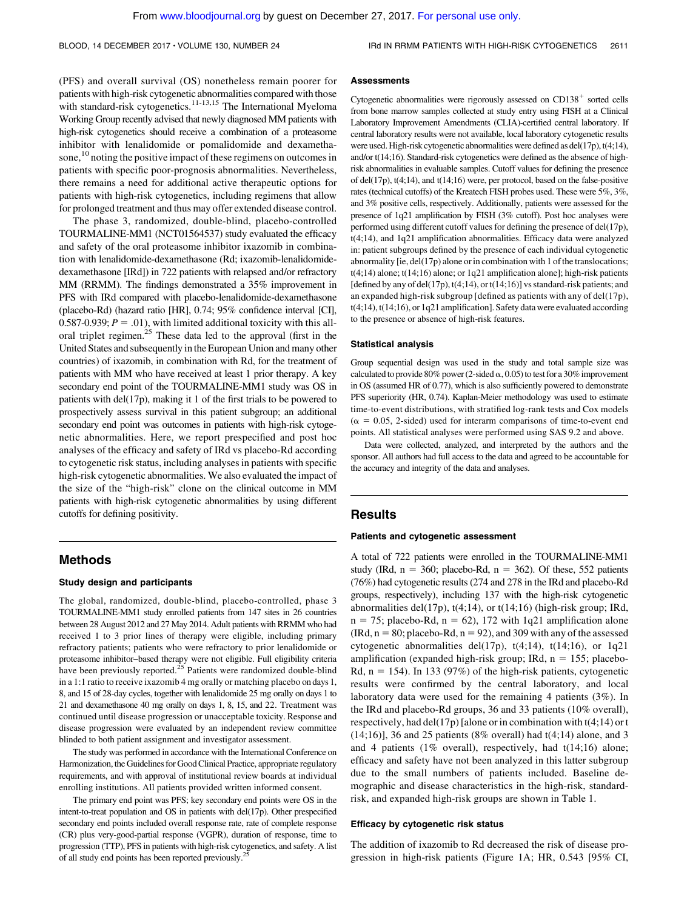(PFS) and overall survival (OS) nonetheless remain poorer for patients with high-risk cytogenetic abnormalities compared with those with standard-risk cytogenetics.[11-13,15] The International Myeloma Working Group recently advised that newly diagnosed MM patients with high-risk cytogenetics should receive a combination of a proteasome inhibitor with lenalidomide or pomalidomide and dexamethasone,[10] noting the positive impact of these regimens on outcomes in patients with specific poor-prognosis abnormalities. Nevertheless, there remains a need for additional active therapeutic options for patients with high-risk cytogenetics, including regimens that allow for prolonged treatment and thus may offer extended disease control.

The phase 3, randomized, double-blind, placebo-controlled TOURMALINE-MM1 (NCT01564537) study evaluated the efficacy and safety of the oral proteasome inhibitor ixazomib in combination with lenalidomide-dexamethasone (Rd; ixazomib-lenalidomide-dexamethasone [IRd]) in 722 patients with relapsed and/or refractory MM (RRMM). The findings demonstrated a 35% improvement in PFS with IRd compared with placebo-lenalidomide-dexamethasone (placebo-Rd) (hazard ratio [HR], 0.74; 95% confidence interval [CI], 0.587-0.939; $P = .01$), with limited additional toxicity with this all-oral triplet regimen.[25] These data led to the approval (first in the United States and subsequently in the European Union and many other countries) of ixazomib, in combination with Rd, for the treatment of patients with MM who have received at least 1 prior therapy. A key secondary end point of the TOURMALINE-MM1 study was OS in patients with del(17p), making it 1 of the first trials to be powered to prospectively assess survival in this patient subgroup; an additional secondary end point was outcomes in patients with high-risk cytogenetic abnormalities. Here, we report prespecified and post hoc analyses of the efficacy and safety of IRd vs placebo-Rd according to cytogenetic risk status, including analyses in patients with specific high-risk cytogenetic abnormalities. We also evaluated the impact of the size of the "high-risk" clone on the clinical outcome in MM patients with high-risk cytogenetic abnormalities by using different cutoffs for defining positivity.

## Methods

### Study design and participants

The global, randomized, double-blind, placebo-controlled, phase 3 TOURMALINE-MM1 study enrolled patients from 147 sites in 26 countries between 28 August 2012 and 27 May 2014. Adult patients with RRMM who had received 1 to 3 prior lines of therapy were eligible, including primary refractory patients; patients who were refractory to prior lenalidomide or proteasome inhibitor–based therapy were not eligible. Full eligibility criteria have been previously reported.[25] Patients were randomized double-blind in a 1:1 ratio to receive ixazomib 4 mg orally or matching placebo on days 1, 8, and 15 of 28-day cycles, together with lenalidomide 25 mg orally on days 1 to 21 and dexamethasone 40 mg orally on days 1, 8, 15, and 22. Treatment was continued until disease progression or unacceptable toxicity. Response and disease progression were evaluated by an independent review committee blinded to both patient assignment and investigator assessment.

The study was performed in accordance with the International Conference on Harmonization, the Guidelines for Good Clinical Practice, appropriate regulatory requirements, and with approval of institutional review boards at individual enrolling institutions. All patients provided written informed consent.

The primary end point was PFS; key secondary end points were OS in the intent-to-treat population and OS in patients with del(17p). Other prespecified secondary end points included overall response rate, rate of complete response (CR) plus very-good-partial response (VGPR), duration of response, time to progression (TTP), PFS in patients with high-risk cytogenetics, and safety. A list of all study end points has been reported previously.[25]

### Assessments

Cytogenetic abnormalities were rigorously assessed on $CD138^+$ sorted cells from bone marrow samples collected at study entry using FISH at a Clinical Laboratory Improvement Amendments (CLIA)-certified central laboratory. If central laboratory results were not available, local laboratory cytogenetic results were used. High-risk cytogenetic abnormalities were defined as del(17p), t(4;14), and/or t(14;16). Standard-risk cytogenetics were defined as the absence of high-risk abnormalities in evaluable samples. Cutoff values for defining the presence of del(17p), t(4;14), and t(14;16) were, per protocol, based on the false-positive rates (technical cutoffs) of the Kreatech FISH probes used. These were 5%, 3%, and 3% positive cells, respectively. Additionally, patients were assessed for the presence of 1q21 amplification by FISH (3% cutoff). Post hoc analyses were performed using different cutoff values for defining the presence of del(17p), t(4;14), and 1q21 amplification abnormalities. Efficacy data were analyzed in: patient subgroups defined by the presence of each individual cytogenetic abnormality [ie, del(17p) alone or in combination with 1 of the translocations; t(4;14) alone; t(14;16) alone; or 1q21 amplification alone]; high-risk patients [defined by any of del(17p), t(4;14), or t(14;16)] vs standard-risk patients; and an expanded high-risk subgroup [defined as patients with any of del(17p), t(4;14), t(14;16), or 1q21 amplification]. Safety data were evaluated according to the presence or absence of high-risk features.

### Statistical analysis

Group sequential design was used in the study and total sample size was calculated to provide 80% power (2-sided $\alpha$, 0.05) to test for a 30% improvement in OS (assumed HR of 0.77), which is also sufficiently powered to demonstrate PFS superiority (HR, 0.74). Kaplan-Meier methodology was used to estimate time-to-event distributions, with stratified log-rank tests and Cox models ($\alpha = 0.05$, 2-sided) used for interarm comparisons of time-to-event end points. All statistical analyses were performed using SAS 9.2 and above.

Data were collected, analyzed, and interpreted by the authors and the sponsor. All authors had full access to the data and agreed to be accountable for the accuracy and integrity of the data and analyses.

## Results

### Patients and cytogenetic assessment

A total of 722 patients were enrolled in the TOURMALINE-MM1 study (IRd, n = 360; placebo-Rd, n = 362). Of these, 552 patients (76%) had cytogenetic results (274 and 278 in the IRd and placebo-Rd groups, respectively), including 137 with the high-risk cytogenetic abnormalities del(17p), t(4;14), or t(14;16) (high-risk group; IRd, n = 75; placebo-Rd, n = 62), 172 with 1q21 amplification alone (IRd, n = 80; placebo-Rd, n = 92), and 309 with any of the assessed cytogenetic abnormalities del(17p), t(4;14), t(14;16), or 1q21 amplification (expanded high-risk group; IRd, n = 155; placebo-Rd, n = 154). In 133 (97%) of the high-risk patients, cytogenetic results were confirmed by the central laboratory, and local laboratory data were used for the remaining 4 patients (3%). In the IRd and placebo-Rd groups, 36 and 33 patients (10% overall), respectively, had del(17p) [alone or in combination with t(4;14) or t(14;16)], 36 and 25 patients (8% overall) had t(4;14) alone, and 3 and 4 patients (1% overall), respectively, had t(14;16) alone; efficacy and safety have not been analyzed in this latter subgroup due to the small numbers of patients included. Baseline demographic and disease characteristics in the high-risk, standard-risk, and expanded high-risk groups are shown in Table 1.

### Efficacy by cytogenetic risk status

The addition of ixazomib to Rd decreased the risk of disease progression in high-risk patients (Figure 1A; HR, 0.543 [95% CI,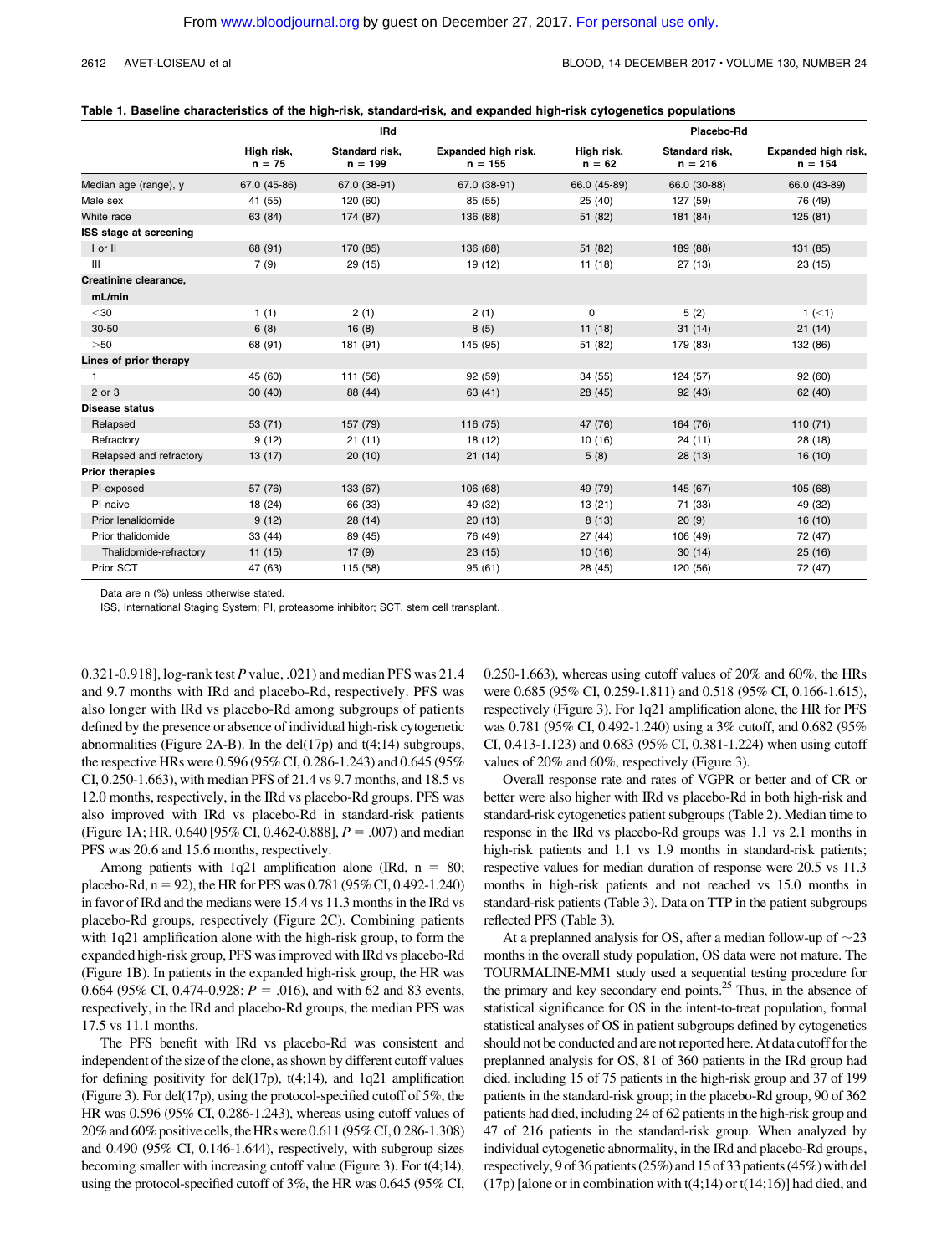**Table 1. Baseline characteristics of the high-risk, standard-risk, and expanded high-risk cytogenetics populations**

| | IRd | | | Placebo-Rd | | |
|---|---|---|---|---|---|---|
| | High risk, n = 75 | Standard risk, n = 199 | Expanded high risk, n = 155 | High risk, n = 62 | Standard risk, n = 216 | Expanded high risk, n = 154 |
| Median age (range), y | 67.0 (45-86) | 67.0 (38-91) | 67.0 (38-91) | 66.0 (45-89) | 66.0 (30-88) | 66.0 (43-89) |
| Male sex | 41 (55) | 120 (60) | 85 (55) | 25 (40) | 127 (59) | 76 (49) |
| White race | 63 (84) | 174 (87) | 136 (88) | 51 (82) | 181 (84) | 125 (81) |
| **ISS stage at screening** | | | | | | |
| I or II | 68 (91) | 170 (85) | 136 (88) | 51 (82) | 189 (88) | 131 (85) |
| III | 7 (9) | 29 (15) | 19 (12) | 11 (18) | 27 (13) | 23 (15) |
| **Creatinine clearance, mL/min** | | | | | | |
| <30 | 1 (1) | 2 (1) | 2 (1) | 0 | 5 (2) | 1 (<1) |
| 30-50 | 6 (8) | 16 (8) | 8 (5) | 11 (18) | 31 (14) | 21 (14) |
| >50 | 68 (91) | 181 (91) | 145 (95) | 51 (82) | 179 (83) | 132 (86) |
| **Lines of prior therapy** | | | | | | |
| 1 | 45 (60) | 111 (56) | 92 (59) | 34 (55) | 124 (57) | 92 (60) |
| 2 or 3 | 30 (40) | 88 (44) | 63 (41) | 28 (45) | 92 (43) | 62 (40) |
| **Disease status** | | | | | | |
| Relapsed | 53 (71) | 157 (79) | 116 (75) | 47 (76) | 164 (76) | 110 (71) |
| Refractory | 9 (12) | 21 (11) | 18 (12) | 10 (16) | 24 (11) | 28 (18) |
| Relapsed and refractory | 13 (17) | 20 (10) | 21 (14) | 5 (8) | 28 (13) | 16 (10) |
| **Prior therapies** | | | | | | |
| PI-exposed | 57 (76) | 133 (67) | 106 (68) | 49 (79) | 145 (67) | 105 (68) |
| PI-naive | 18 (24) | 66 (33) | 49 (32) | 13 (21) | 71 (33) | 49 (32) |
| Prior lenalidomide | 9 (12) | 28 (14) | 20 (13) | 8 (13) | 20 (9) | 16 (10) |
| Prior thalidomide | 33 (44) | 89 (45) | 76 (49) | 27 (44) | 106 (49) | 72 (47) |
| Thalidomide-refractory | 11 (15) | 17 (9) | 23 (15) | 10 (16) | 30 (14) | 25 (16) |
| Prior SCT | 47 (63) | 115 (58) | 95 (61) | 28 (45) | 120 (56) | 72 (47) |

Data are n (%) unless otherwise stated.

ISS, International Staging System; PI, proteasome inhibitor; SCT, stem cell transplant.

0.321-0.918], log-rank test *P* value, .021) and median PFS was 21.4 and 9.7 months with IRd and placebo-Rd, respectively. PFS was also longer with IRd vs placebo-Rd among subgroups of patients defined by the presence or absence of individual high-risk cytogenetic abnormalities (Figure 2A-B). In the del(17p) and t(4;14) subgroups, the respective HRs were 0.596 (95% CI, 0.286-1.243) and 0.645 (95% CI, 0.250-1.663), with median PFS of 21.4 vs 9.7 months, and 18.5 vs 12.0 months, respectively, in the IRd vs placebo-Rd groups. PFS was also improved with IRd vs placebo-Rd in standard-risk patients (Figure 1A; HR, 0.640 [95% CI, 0.462-0.888], *P* = .007) and median PFS was 20.6 and 15.6 months, respectively.

Among patients with 1q21 amplification alone (IRd, n = 80; placebo-Rd, n = 92), the HR for PFS was 0.781 (95% CI, 0.492-1.240) in favor of IRd and the medians were 15.4 vs 11.3 months in the IRd vs placebo-Rd groups, respectively (Figure 2C). Combining patients with 1q21 amplification alone with the high-risk group, to form the expanded high-risk group, PFS was improved with IRd vs placebo-Rd (Figure 1B). In patients in the expanded high-risk group, the HR was 0.664 (95% CI, 0.474-0.928; *P* = .016), and with 62 and 83 events, respectively, in the IRd and placebo-Rd groups, the median PFS was 17.5 vs 11.1 months.

The PFS benefit with IRd vs placebo-Rd was consistent and independent of the size of the clone, as shown by different cutoff values for defining positivity for del(17p), t(4;14), and 1q21 amplification (Figure 3). For del(17p), using the protocol-specified cutoff of 5%, the HR was 0.596 (95% CI, 0.286-1.243), whereas using cutoff values of 20% and 60% positive cells, the HRs were 0.611 (95% CI, 0.286-1.308) and 0.490 (95% CI, 0.146-1.644), respectively, with subgroup sizes becoming smaller with increasing cutoff value (Figure 3). For t(4;14), using the protocol-specified cutoff of 3%, the HR was 0.645 (95% CI, 0.250-1.663), whereas using cutoff values of 20% and 60%, the HRs were 0.685 (95% CI, 0.259-1.811) and 0.518 (95% CI, 0.166-1.615), respectively (Figure 3). For 1q21 amplification alone, the HR for PFS was 0.781 (95% CI, 0.492-1.240) using a 3% cutoff, and 0.682 (95% CI, 0.413-1.123) and 0.683 (95% CI, 0.381-1.224) when using cutoff values of 20% and 60%, respectively (Figure 3).

Overall response rate and rates of VGPR or better and of CR or better were also higher with IRd vs placebo-Rd in both high-risk and standard-risk cytogenetics patient subgroups (Table 2). Median time to response in the IRd vs placebo-Rd groups was 1.1 vs 2.1 months in high-risk patients and 1.1 vs 1.9 months in standard-risk patients; respective values for median duration of response were 20.5 vs 11.3 months in high-risk patients and not reached vs 15.0 months in standard-risk patients (Table 3). Data on TTP in the patient subgroups reflected PFS (Table 3).

At a preplanned analysis for OS, after a median follow-up of ~23 months in the overall study population, OS data were not mature. The TOURMALINE-MM1 study used a sequential testing procedure for the primary and key secondary end points.[25] Thus, in the absence of statistical significance for OS in the intent-to-treat population, formal statistical analyses of OS in patient subgroups defined by cytogenetics should not be conducted and are not reported here. At data cutoff for the preplanned analysis for OS, 81 of 360 patients in the IRd group had died, including 15 of 75 patients in the high-risk group and 37 of 199 patients in the standard-risk group; in the placebo-Rd group, 90 of 362 patients had died, including 24 of 62 patients in the high-risk group and 47 of 216 patients in the standard-risk group. When analyzed by individual cytogenetic abnormality, in the IRd and placebo-Rd groups, respectively, 9 of 36 patients (25%) and 15 of 33 patients (45%) with del (17p) [alone or in combination with t(4;14) or t(14;16)] had died, and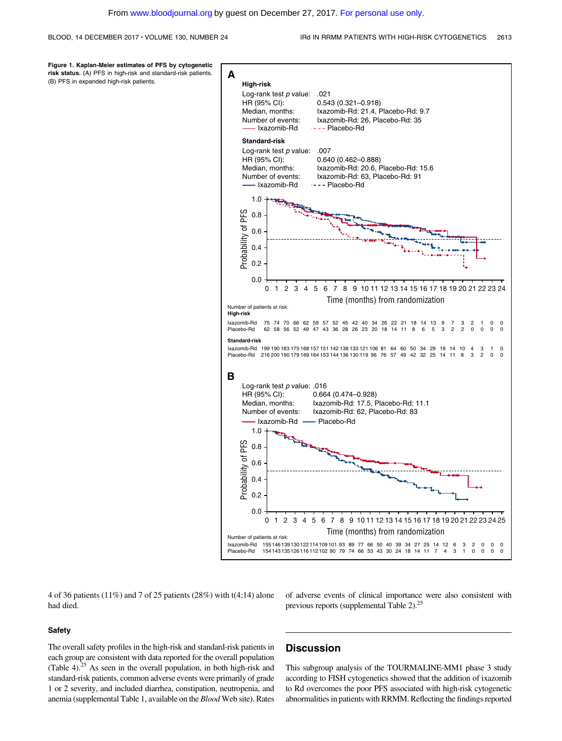**Figure 1. Kaplan-Meier estimates of PFS by cytogenetic risk status.** (A) PFS in high-risk and standard-risk patients. (B) PFS in expanded high-risk patients.

A

High-risk
Log-rank test *p* value: .021
HR (95% CI): 0.543 (0.321–0.918)
Median, months: Ixazomib-Rd: 21.4, Placebo-Rd: 9.7
Number of events: Ixazomib-Rd: 26, Placebo-Rd: 35
Ixazomib-Rd Placebo-Rd

Standard-risk
Log-rank test *p* value: .007
HR (95% CI): 0.640 (0.462–0.888)
Median, months: Ixazomib-Rd: 20.6, Placebo-Rd: 15.6
Number of events: Ixazomib-Rd: 63, Placebo-Rd: 91
Ixazomib-Rd Placebo-Rd

Probability of PFS
Time (months) from randomization

Number of patients at risk:
High-risk
Ixazomib-Rd 75 74 70 66 62 59 57 52 45 42 40 34 26 22 21 18 14 13 9 7 3 2 1 0 0
Placebo-Rd 62 58 56 52 49 47 43 36 28 26 23 20 18 14 11 8 6 5 3 2 2 0 0 0 0
Standard-risk
Ixazomib-Rd 199 190 183 175 168 157 151 142 138 133 121 106 81 64 60 50 34 29 19 14 10 4 3 1 0
Placebo-Rd 216 200 190 179 169 164 153 144 136 130 119 96 76 57 49 42 32 25 14 11 8 3 2 0 0

B

Log-rank test *p* value: .016
HR (95% CI): 0.664 (0.474–0.928)
Median, months: Ixazomib-Rd: 17.5, Placebo-Rd: 11.1
Number of events: Ixazomib-Rd: 62, Placebo-Rd: 83
Ixazomib-Rd Placebo-Rd

Probability of PFS
Time (months) from randomization

Number of patients at risk:
Ixazomib-Rd 155 146 139 130 122 114 109 101 93 89 77 66 50 40 39 34 27 25 14 12 6 3 2 0 0 0
Placebo-Rd 154 143 135 126 116 112 102 90 79 74 66 53 43 30 24 18 14 11 7 4 3 1 0 0 0 0

4 of 36 patients (11%) and 7 of 25 patients (28%) with t(4;14) alone had died.

### Safety

The overall safety profiles in the high-risk and standard-risk patients in each group are consistent with data reported for the overall population (Table 4).[25] As seen in the overall population, in both high-risk and standard-risk patients, common adverse events were primarily of grade 1 or 2 severity, and included diarrhea, constipation, neutropenia, and anemia (supplemental Table 1, available on the *Blood* Web site). Rates of adverse events of clinical importance were also consistent with previous reports (supplemental Table 2).[25]

## Discussion

This subgroup analysis of the TOURMALINE-MM1 phase 3 study according to FISH cytogenetics showed that the addition of ixazomib to Rd overcomes the poor PFS associated with high-risk cytogenetic abnormalities in patients with RRMM. Reflecting the findings reported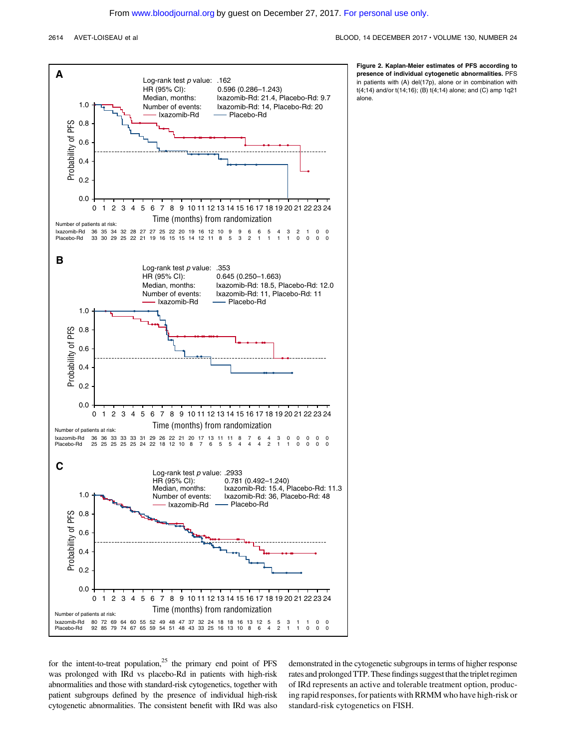A

Log-rank test p value: .162
HR (95% CI): 0.596 (0.286–1.243)
Median, months: Ixazomib-Rd: 21.4, Placebo-Rd: 9.7
Number of events: Ixazomib-Rd: 14, Placebo-Rd: 20
Ixazomib-Rd
Placebo-Rd

Probability of PFS
1.0
0.8
0.6
0.4
0.2
0.0
0 1 2 3 4 5 6 7 8 9 10 11 12 13 14 15 16 17 18 19 20 21 22 23 24
Time (months) from randomization

Number of patients at risk:
Ixazomib-Rd 36 35 34 32 28 27 27 25 22 20 19 16 12 10 9 9 6 6 5 4 3 2 1 0 0
Placebo-Rd 33 30 29 25 22 21 19 16 15 15 14 12 11 8 5 3 2 1 1 1 1 0 0 0 0

B

Log-rank test p value: .353
HR (95% CI): 0.645 (0.250–1.663)
Median, months: Ixazomib-Rd: 18.5, Placebo-Rd: 12.0
Number of events: Ixazomib-Rd: 11, Placebo-Rd: 11
Ixazomib-Rd
Placebo-Rd

Probability of PFS
1.0
0.8
0.6
0.4
0.2
0.0
0 1 2 3 4 5 6 7 8 9 10 11 12 13 14 15 16 17 18 19 20 21 22 23 24
Time (months) from randomization

Number of patients at risk:
Ixazomib-Rd 36 36 33 33 33 31 29 26 22 21 20 17 13 11 11 8 7 6 4 3 0 0 0 0 0
Placebo-Rd 25 25 25 25 25 24 22 18 12 10 8 7 6 5 5 4 4 4 2 1 1 0 0 0 0

C

Log-rank test p value: .2933
HR (95% CI): 0.781 (0.492–1.240)
Median, months: Ixazomib-Rd: 15.4, Placebo-Rd: 11.3
Number of events: Ixazomib-Rd: 36, Placebo-Rd: 48
Ixazomib-Rd
Placebo-Rd

Probability of PFS
1.0
0.8
0.6
0.4
0.2
0.0
0 1 2 3 4 5 6 7 8 9 10 11 12 13 14 15 16 17 18 19 20 21 22 23 24
Time (months) from randomization

Number of patients at risk:
Ixazomib-Rd 80 72 69 64 60 55 52 49 48 47 37 32 24 18 18 16 13 12 5 5 3 1 1 0 0
Placebo-Rd 92 85 79 74 67 65 59 54 51 48 43 33 25 16 13 10 8 6 4 2 1 1 0 0 0

**Figure 2. Kaplan-Meier estimates of PFS according to presence of individual cytogenetic abnormalities.** PFS in patients with (A) del(17p), alone or in combination with t(4;14) and/or t(14;16); (B) t(4;14) alone; and (C) amp 1q21 alone.

for the intent-to-treat population,[25] the primary end point of PFS was prolonged with IRd vs placebo-Rd in patients with high-risk abnormalities and those with standard-risk cytogenetics, together with patient subgroups defined by the presence of individual high-risk cytogenetic abnormalities. The consistent benefit with IRd was also demonstrated in the cytogenetic subgroups in terms of higher response rates and prolonged TTP. These findings suggest that the triplet regimen of IRd represents an active and tolerable treatment option, producing rapid responses, for patients with RRMM who have high-risk or standard-risk cytogenetics on FISH.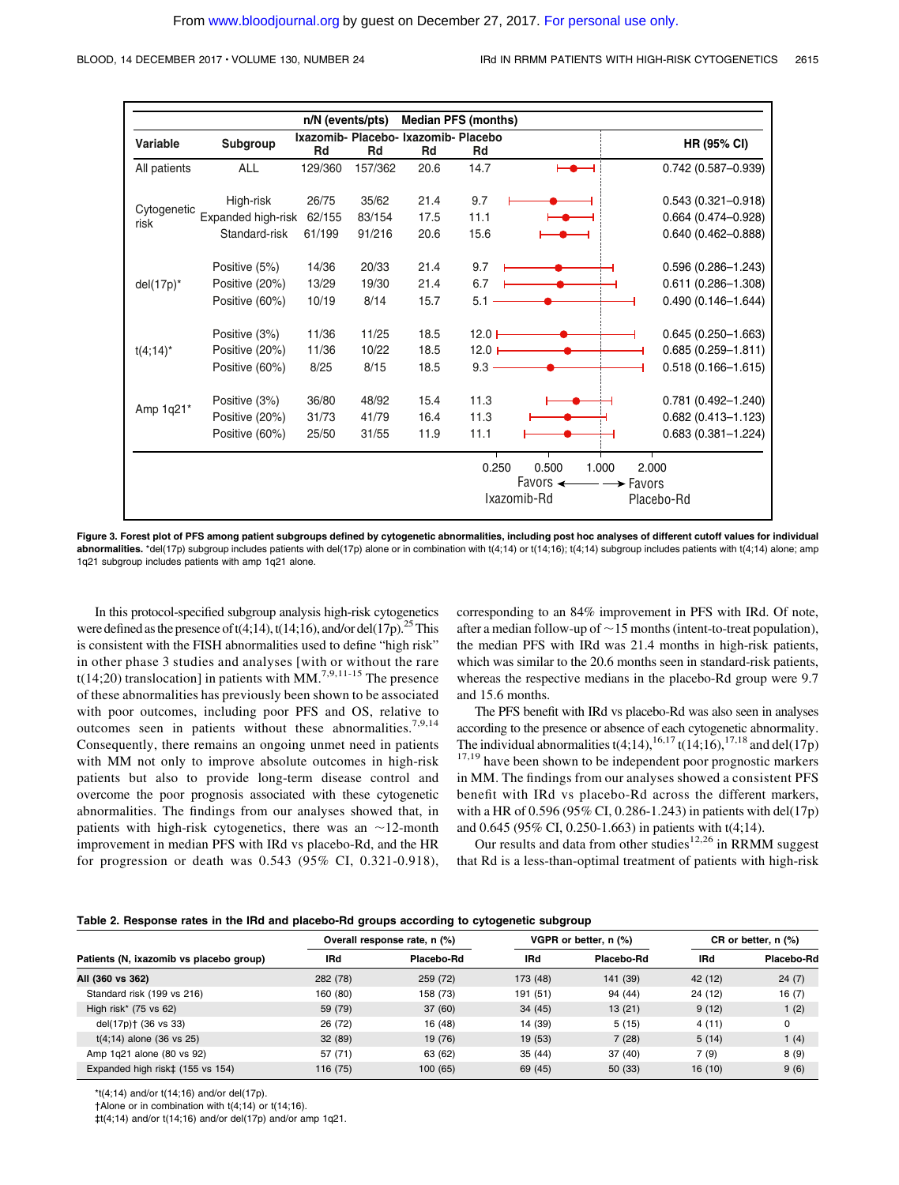n/N (events/pts) Median PFS (months)

Variable | Subgroup | Ixazomib-Rd | Placebo-Rd | Ixazomib-Rd | Placebo-Rd | HR (95% CI)

All patients ALL 129/360 157/362 20.6 14.7 0.742 (0.587–0.939)

Cytogenetic risk
High-risk 26/75 35/62 21.4 9.7 0.543 (0.321–0.918)
Expanded high-risk 62/155 83/154 17.5 11.1 0.664 (0.474–0.928)
Standard-risk 61/199 91/216 20.6 15.6 0.640 (0.462–0.888)

del(17p)*
Positive (5%) 14/36 20/33 21.4 9.7 0.596 (0.286–1.243)
Positive (20%) 13/29 19/30 21.4 6.7 0.611 (0.286–1.308)
Positive (60%) 10/19 8/14 15.7 5.1 0.490 (0.146–1.644)

t(4;14)*
Positive (3%) 11/36 11/25 18.5 12.0 0.645 (0.250–1.663)
Positive (20%) 11/36 10/22 18.5 12.0 0.685 (0.259–1.811)
Positive (60%) 8/25 8/15 18.5 9.3 0.518 (0.166–1.615)

Amp 1q21*
Positive (3%) 36/80 48/92 15.4 11.3 0.781 (0.492–1.240)
Positive (20%) 31/73 41/79 16.4 11.3 0.682 (0.413–1.123)
Positive (60%) 25/50 31/55 11.9 11.1 0.683 (0.381–1.224)

0.250 0.500 1.000 2.000

Favors Ixazomib-Rd ← → Favors Placebo-Rd

**Figure 3. Forest plot of PFS among patient subgroups defined by cytogenetic abnormalities, including post hoc analyses of different cutoff values for individual abnormalities.** *del(17p) subgroup includes patients with del(17p) alone or in combination with t(4;14) or t(14;16); t(4;14) subgroup includes patients with t(4;14) alone; amp 1q21 subgroup includes patients with amp 1q21 alone.

In this protocol-specified subgroup analysis high-risk cytogenetics were defined as the presence of t(4;14), t(14;16), and/or del(17p).[25] This is consistent with the FISH abnormalities used to define "high risk" in other phase 3 studies and analyses [with or without the rare t(14;20) translocation] in patients with MM.[7,9,11-15] The presence of these abnormalities has previously been shown to be associated with poor outcomes, including poor PFS and OS, relative to outcomes seen in patients without these abnormalities.[7,9,14] Consequently, there remains an ongoing unmet need in patients with MM not only to improve absolute outcomes in high-risk patients but also to provide long-term disease control and overcome the poor prognosis associated with these cytogenetic abnormalities. The findings from our analyses showed that, in patients with high-risk cytogenetics, there was an ~12-month improvement in median PFS with IRd vs placebo-Rd, and the HR for progression or death was 0.543 (95% CI, 0.321-0.918), corresponding to an 84% improvement in PFS with IRd. Of note, after a median follow-up of ~15 months (intent-to-treat population), the median PFS with IRd was 21.4 months in high-risk patients, which was similar to the 20.6 months seen in standard-risk patients, whereas the respective medians in the placebo-Rd group were 9.7 and 15.6 months.

The PFS benefit with IRd vs placebo-Rd was also seen in analyses according to the presence or absence of each cytogenetic abnormality. The individual abnormalities t(4;14),[16,17] t(14;16),[17,18] and del(17p)[17,19] have been shown to be independent poor prognostic markers in MM. The findings from our analyses showed a consistent PFS benefit with IRd vs placebo-Rd across the different markers, with a HR of 0.596 (95% CI, 0.286-1.243) in patients with del(17p) and 0.645 (95% CI, 0.250-1.663) in patients with t(4;14).

Our results and data from other studies[12,26] in RRMM suggest that Rd is a less-than-optimal treatment of patients with high-risk

**Table 2. Response rates in the IRd and placebo-Rd groups according to cytogenetic subgroup**

| Patients (N, ixazomib vs placebo group) | Overall response rate, n (%) | | VGPR or better, n (%) | | CR or better, n (%) | |
|---|---|---|---|---|---|---|
| | IRd | Placebo-Rd | IRd | Placebo-Rd | IRd | Placebo-Rd |
| **All (360 vs 362)** | 282 (78) | 259 (72) | 173 (48) | 141 (39) | 42 (12) | 24 (7) |
| Standard risk (199 vs 216) | 160 (80) | 158 (73) | 191 (51) | 94 (44) | 24 (12) | 16 (7) |
| High risk* (75 vs 62) | 59 (79) | 37 (60) | 34 (45) | 13 (21) | 9 (12) | 1 (2) |
| del(17p)† (36 vs 33) | 26 (72) | 16 (48) | 14 (39) | 5 (15) | 4 (11) | 0 |
| t(4;14) alone (36 vs 25) | 32 (89) | 19 (76) | 19 (53) | 7 (28) | 5 (14) | 1 (4) |
| Amp 1q21 alone (80 vs 92) | 57 (71) | 63 (62) | 35 (44) | 37 (40) | 7 (9) | 8 (9) |
| Expanded high risk‡ (155 vs 154) | 116 (75) | 100 (65) | 69 (45) | 50 (33) | 16 (10) | 9 (6) |

*t(4;14) and/or t(14;16) and/or del(17p).

†Alone or in combination with t(4;14) or t(14;16).

‡t(4;14) and/or t(14;16) and/or del(17p) and/or amp 1q21.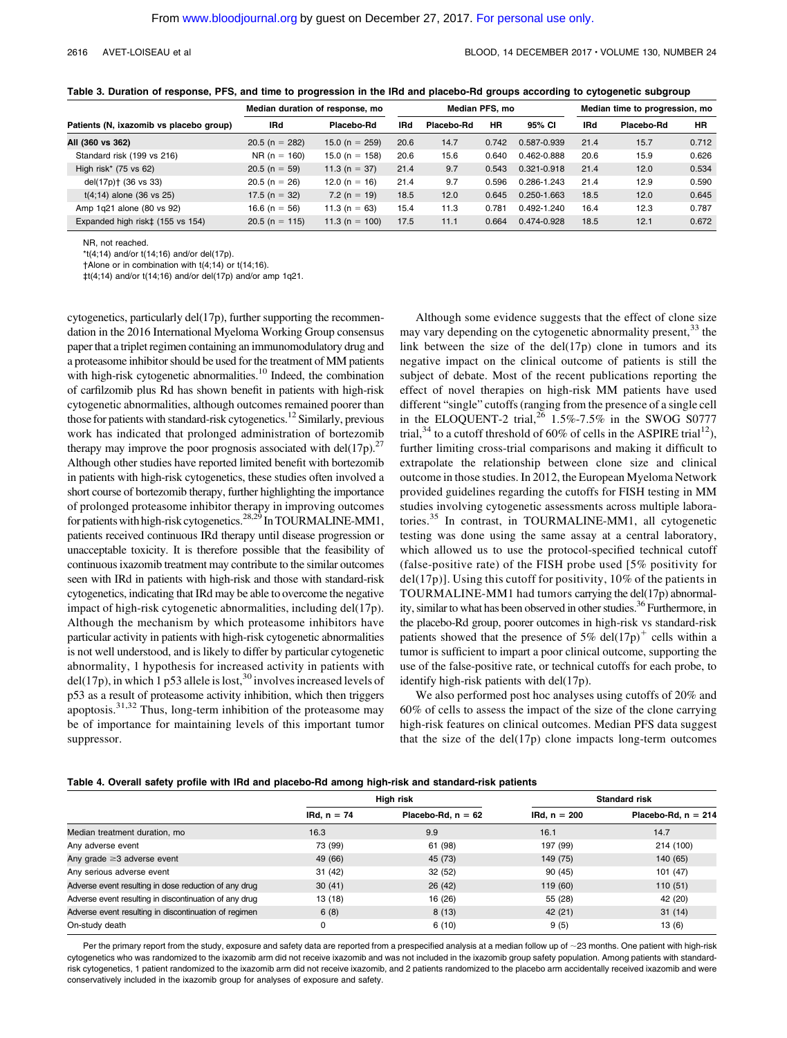**Table 3. Duration of response, PFS, and time to progression in the IRd and placebo-Rd groups according to cytogenetic subgroup**

| Patients (N, ixazomib vs placebo group) | Median duration of response, mo | | Median PFS, mo | | | | Median time to progression, mo | | |
|---|---|---|---|---|---|---|---|---|---|
| | IRd | Placebo-Rd | IRd | Placebo-Rd | HR | 95% CI | IRd | Placebo-Rd | HR |
| All (360 vs 362) | 20.5 (n = 282) | 15.0 (n = 259) | 20.6 | 14.7 | 0.742 | 0.587-0.939 | 21.4 | 15.7 | 0.712 |
| Standard risk (199 vs 216) | NR (n = 160) | 15.0 (n = 158) | 20.6 | 15.6 | 0.640 | 0.462-0.888 | 20.6 | 15.9 | 0.626 |
| High risk* (75 vs 62) | 20.5 (n = 59) | 11.3 (n = 37) | 21.4 | 9.7 | 0.543 | 0.321-0.918 | 21.4 | 12.0 | 0.534 |
| del(17p)† (36 vs 33) | 20.5 (n = 26) | 12.0 (n = 16) | 21.4 | 9.7 | 0.596 | 0.286-1.243 | 21.4 | 12.9 | 0.590 |
| t(4;14) alone (36 vs 25) | 17.5 (n = 32) | 7.2 (n = 19) | 18.5 | 12.0 | 0.645 | 0.250-1.663 | 18.5 | 12.0 | 0.645 |
| Amp 1q21 alone (80 vs 92) | 16.6 (n = 56) | 11.3 (n = 63) | 15.4 | 11.3 | 0.781 | 0.492-1.240 | 16.4 | 12.3 | 0.787 |
| Expanded high risk‡ (155 vs 154) | 20.5 (n = 115) | 11.3 (n = 100) | 17.5 | 11.1 | 0.664 | 0.474-0.928 | 18.5 | 12.1 | 0.672 |

NR, not reached.

*t(4;14) and/or t(14;16) and/or del(17p).

†Alone or in combination with t(4;14) or t(14;16).

‡t(4;14) and/or t(14;16) and/or del(17p) and/or amp 1q21.

cytogenetics, particularly del(17p), further supporting the recommendation in the 2016 International Myeloma Working Group consensus paper that a triplet regimen containing an immunomodulatory drug and a proteasome inhibitor should be used for the treatment of MM patients with high-risk cytogenetic abnormalities.[10] Indeed, the combination of carfilzomib plus Rd has shown benefit in patients with high-risk cytogenetic abnormalities, although outcomes remained poorer than those for patients with standard-risk cytogenetics.[12] Similarly, previous work has indicated that prolonged administration of bortezomib therapy may improve the poor prognosis associated with del(17p).[27] Although other studies have reported limited benefit with bortezomib in patients with high-risk cytogenetics, these studies often involved a short course of bortezomib therapy, further highlighting the importance of prolonged proteasome inhibitor therapy in improving outcomes for patients with high-risk cytogenetics.[28,29] In TOURMALINE-MM1, patients received continuous IRd therapy until disease progression or unacceptable toxicity. It is therefore possible that the feasibility of continuous ixazomib treatment may contribute to the similar outcomes seen with IRd in patients with high-risk and those with standard-risk cytogenetics, indicating that IRd may be able to overcome the negative impact of high-risk cytogenetic abnormalities, including del(17p). Although the mechanism by which proteasome inhibitors have particular activity in patients with high-risk cytogenetic abnormalities is not well understood, and is likely to differ by particular cytogenetic abnormality, 1 hypothesis for increased activity in patients with del(17p), in which 1 p53 allele is lost,[30] involves increased levels of p53 as a result of proteasome activity inhibition, which then triggers apoptosis.[31,32] Thus, long-term inhibition of the proteasome may be of importance for maintaining levels of this important tumor suppressor.

Although some evidence suggests that the effect of clone size may vary depending on the cytogenetic abnormality present,[33] the link between the size of the del(17p) clone in tumors and its negative impact on the clinical outcome of patients is still the subject of debate. Most of the recent publications reporting the effect of novel therapies on high-risk MM patients have used different "single" cutoffs (ranging from the presence of a single cell in the ELOQUENT-2 trial,[26] 1.5%-7.5% in the SWOG S0777 trial,[34] to a cutoff threshold of 60% of cells in the ASPIRE trial[12]), further limiting cross-trial comparisons and making it difficult to extrapolate the relationship between clone size and clinical outcome in those studies. In 2012, the European Myeloma Network provided guidelines regarding the cutoffs for FISH testing in MM studies involving cytogenetic assessments across multiple laboratories.[35] In contrast, in TOURMALINE-MM1, all cytogenetic testing was done using the same assay at a central laboratory, which allowed us to use the protocol-specified technical cutoff (false-positive rate) of the FISH probe used [5% positivity for del(17p)]. Using this cutoff for positivity, 10% of the patients in TOURMALINE-MM1 had tumors carrying the del(17p) abnormality, similar to what has been observed in other studies.[36] Furthermore, in the placebo-Rd group, poorer outcomes in high-risk vs standard-risk patients showed that the presence of 5% del(17p)$^{+}$ cells within a tumor is sufficient to impart a poor clinical outcome, supporting the use of the false-positive rate, or technical cutoffs for each probe, to identify high-risk patients with del(17p).

We also performed post hoc analyses using cutoffs of 20% and 60% of cells to assess the impact of the size of the clone carrying high-risk features on clinical outcomes. Median PFS data suggest that the size of the del(17p) clone impacts long-term outcomes

**Table 4. Overall safety profile with IRd and placebo-Rd among high-risk and standard-risk patients**

| | High risk | | Standard risk | |
|---|---|---|---|---|
| | IRd, n = 74 | Placebo-Rd, n = 62 | IRd, n = 200 | Placebo-Rd, n = 214 |
| Median treatment duration, mo | 16.3 | 9.9 | 16.1 | 14.7 |
| Any adverse event | 73 (99) | 61 (98) | 197 (99) | 214 (100) |
| Any grade ≥3 adverse event | 49 (66) | 45 (73) | 149 (75) | 140 (65) |
| Any serious adverse event | 31 (42) | 32 (52) | 90 (45) | 101 (47) |
| Adverse event resulting in dose reduction of any drug | 30 (41) | 26 (42) | 119 (60) | 110 (51) |
| Adverse event resulting in discontinuation of any drug | 13 (18) | 16 (26) | 55 (28) | 42 (20) |
| Adverse event resulting in discontinuation of regimen | 6 (8) | 8 (13) | 42 (21) | 31 (14) |
| On-study death | 0 | 6 (10) | 9 (5) | 13 (6) |

Per the primary report from the study, exposure and safety data are reported from a prespecified analysis at a median follow up of ~23 months. One patient with high-risk cytogenetics who was randomized to the ixazomib arm did not receive ixazomib and was not included in the ixazomib group safety population. Among patients with standard-risk cytogenetics, 1 patient randomized to the ixazomib arm did not receive ixazomib, and 2 patients randomized to the placebo arm accidentally received ixazomib and were conservatively included in the ixazomib group for analyses of exposure and safety.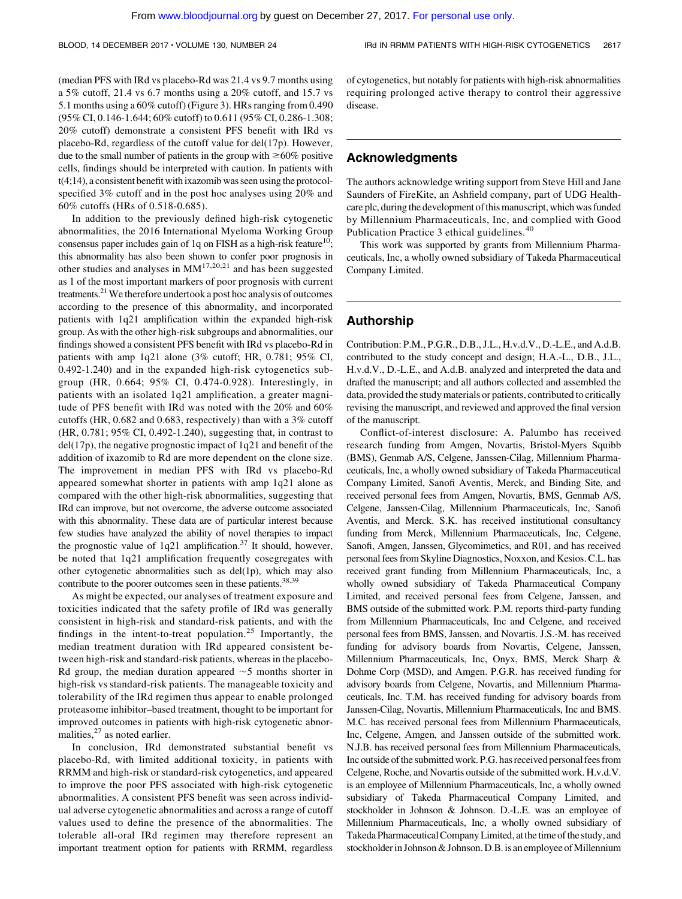(median PFS with IRd vs placebo-Rd was 21.4 vs 9.7 months using a 5% cutoff, 21.4 vs 6.7 months using a 20% cutoff, and 15.7 vs 5.1 months using a 60% cutoff) (Figure 3). HRs ranging from 0.490 (95% CI, 0.146-1.644; 60% cutoff) to 0.611 (95% CI, 0.286-1.308; 20% cutoff) demonstrate a consistent PFS benefit with IRd vs placebo-Rd, regardless of the cutoff value for del(17p). However, due to the small number of patients in the group with ≥60% positive cells, findings should be interpreted with caution. In patients with t(4;14), a consistent benefit with ixazomib was seen using the protocol-specified 3% cutoff and in the post hoc analyses using 20% and 60% cutoffs (HRs of 0.518-0.685).

In addition to the previously defined high-risk cytogenetic abnormalities, the 2016 International Myeloma Working Group consensus paper includes gain of 1q on FISH as a high-risk feature[10]; this abnormality has also been shown to confer poor prognosis in other studies and analyses in MM[17,20,21] and has been suggested as 1 of the most important markers of poor prognosis with current treatments.[21] We therefore undertook a post hoc analysis of outcomes according to the presence of this abnormality, and incorporated patients with 1q21 amplification within the expanded high-risk group. As with the other high-risk subgroups and abnormalities, our findings showed a consistent PFS benefit with IRd vs placebo-Rd in patients with amp 1q21 alone (3% cutoff; HR, 0.781; 95% CI, 0.492-1.240) and in the expanded high-risk cytogenetics subgroup (HR, 0.664; 95% CI, 0.474-0.928). Interestingly, in patients with an isolated 1q21 amplification, a greater magnitude of PFS benefit with IRd was noted with the 20% and 60% cutoffs (HR, 0.682 and 0.683, respectively) than with a 3% cutoff (HR, 0.781; 95% CI, 0.492-1.240), suggesting that, in contrast to del(17p), the negative prognostic impact of 1q21 and benefit of the addition of ixazomib to Rd are more dependent on the clone size. The improvement in median PFS with IRd vs placebo-Rd appeared somewhat shorter in patients with amp 1q21 alone as compared with the other high-risk abnormalities, suggesting that IRd can improve, but not overcome, the adverse outcome associated with this abnormality. These data are of particular interest because few studies have analyzed the ability of novel therapies to impact the prognostic value of 1q21 amplification.[37] It should, however, be noted that 1q21 amplification frequently cosegregates with other cytogenetic abnormalities such as del(1p), which may also contribute to the poorer outcomes seen in these patients.[38,39]

As might be expected, our analyses of treatment exposure and toxicities indicated that the safety profile of IRd was generally consistent in high-risk and standard-risk patients, and with the findings in the intent-to-treat population.[25] Importantly, the median treatment duration with IRd appeared consistent between high-risk and standard-risk patients, whereas in the placebo-Rd group, the median duration appeared ~5 months shorter in high-risk vs standard-risk patients. The manageable toxicity and tolerability of the IRd regimen thus appear to enable prolonged proteasome inhibitor–based treatment, thought to be important for improved outcomes in patients with high-risk cytogenetic abnormalities,[27] as noted earlier.

In conclusion, IRd demonstrated substantial benefit vs placebo-Rd, with limited additional toxicity, in patients with RRMM and high-risk or standard-risk cytogenetics, and appeared to improve the poor PFS associated with high-risk cytogenetic abnormalities. A consistent PFS benefit was seen across individual adverse cytogenetic abnormalities and across a range of cutoff values used to define the presence of the abnormalities. The tolerable all-oral IRd regimen may therefore represent an important treatment option for patients with RRMM, regardless of cytogenetics, but notably for patients with high-risk abnormalities requiring prolonged active therapy to control their aggressive disease.

## Acknowledgments

The authors acknowledge writing support from Steve Hill and Jane Saunders of FireKite, an Ashfield company, part of UDG Healthcare plc, during the development of this manuscript, which was funded by Millennium Pharmaceuticals, Inc, and complied with Good Publication Practice 3 ethical guidelines.[40]

This work was supported by grants from Millennium Pharmaceuticals, Inc, a wholly owned subsidiary of Takeda Pharmaceutical Company Limited.

## Authorship

Contribution: P.M., P.G.R., D.B., J.L., H.v.d.V., D.-L.E., and A.d.B. contributed to the study concept and design; H.A.-L., D.B., J.L., H.v.d.V., D.-L.E., and A.d.B. analyzed and interpreted the data and drafted the manuscript; and all authors collected and assembled the data, provided the study materials or patients, contributed to critically revising the manuscript, and reviewed and approved the final version of the manuscript.

Conflict-of-interest disclosure: A. Palumbo has received research funding from Amgen, Novartis, Bristol-Myers Squibb (BMS), Genmab A/S, Celgene, Janssen-Cilag, Millennium Pharmaceuticals, Inc, a wholly owned subsidiary of Takeda Pharmaceutical Company Limited, Sanofi Aventis, Merck, and Binding Site, and received personal fees from Amgen, Novartis, BMS, Genmab A/S, Celgene, Janssen-Cilag, Millennium Pharmaceuticals, Inc, Sanofi Aventis, and Merck. S.K. has received institutional consultancy funding from Merck, Millennium Pharmaceuticals, Inc, Celgene, Sanofi, Amgen, Janssen, Glycomimetics, and R01, and has received personal fees from Skyline Diagnostics, Noxxon, and Kesios. C.L. has received grant funding from Millennium Pharmaceuticals, Inc, a wholly owned subsidiary of Takeda Pharmaceutical Company Limited, and received personal fees from Celgene, Janssen, and BMS outside of the submitted work. P.M. reports third-party funding from Millennium Pharmaceuticals, Inc and Celgene, and received personal fees from BMS, Janssen, and Novartis. J.S.-M. has received funding for advisory boards from Novartis, Celgene, Janssen, Millennium Pharmaceuticals, Inc, Onyx, BMS, Merck Sharp & Dohme Corp (MSD), and Amgen. P.G.R. has received funding for advisory boards from Celgene, Novartis, and Millennium Pharmaceuticals, Inc. T.M. has received funding for advisory boards from Janssen-Cilag, Novartis, Millennium Pharmaceuticals, Inc and BMS. M.C. has received personal fees from Millennium Pharmaceuticals, Inc, Celgene, Amgen, and Janssen outside of the submitted work. N.J.B. has received personal fees from Millennium Pharmaceuticals, Inc outside of the submitted work. P.G. has received personal fees from Celgene, Roche, and Novartis outside of the submitted work. H.v.d.V. is an employee of Millennium Pharmaceuticals, Inc, a wholly owned subsidiary of Takeda Pharmaceutical Company Limited, and stockholder in Johnson & Johnson. D.-L.E. was an employee of Millennium Pharmaceuticals, Inc, a wholly owned subsidiary of Takeda Pharmaceutical Company Limited, at the time of the study, and stockholder in Johnson & Johnson. D.B. is an employee of Millennium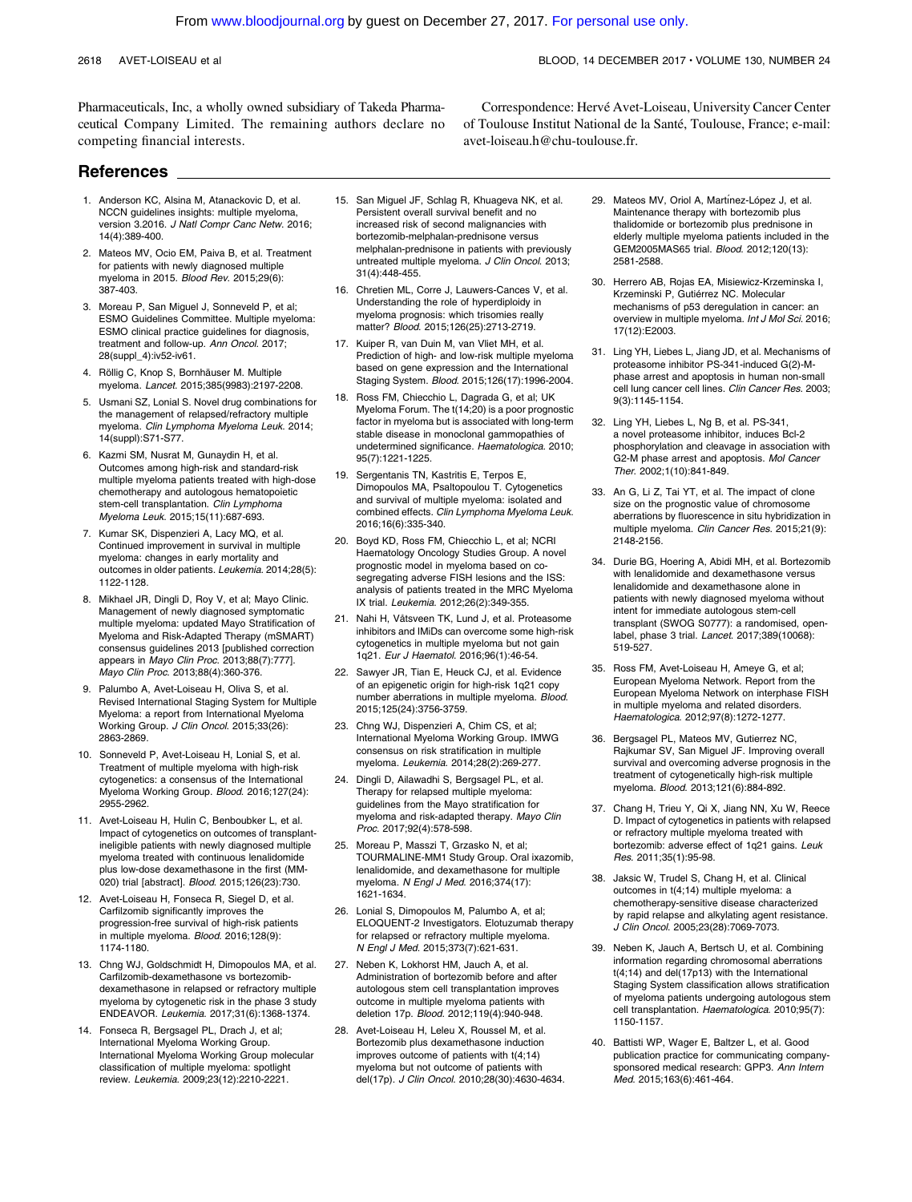Pharmaceuticals, Inc, a wholly owned subsidiary of Takeda Pharmaceutical Company Limited. The remaining authors declare no competing financial interests.

Correspondence: Hervé Avet-Loiseau, University Cancer Center of Toulouse Institut National de la Santé, Toulouse, France; e-mail: avet-loiseau.h@chu-toulouse.fr.

## References

1. Anderson KC, Alsina M, Atanackovic D, et al. NCCN guidelines insights: multiple myeloma, version 3.2016. *J Natl Compr Canc Netw.* 2016; 14(4):389-400.
2. Mateos MV, Ocio EM, Paiva B, et al. Treatment for patients with newly diagnosed multiple myeloma in 2015. *Blood Rev.* 2015;29(6): 387-403.
3. Moreau P, San Miguel J, Sonneveld P, et al; ESMO Guidelines Committee. Multiple myeloma: ESMO clinical practice guidelines for diagnosis, treatment and follow-up. *Ann Oncol.* 2017; 28(suppl_4):iv52-iv61.
4. Röllig C, Knop S, Bornhäuser M. Multiple myeloma. *Lancet.* 2015;385(9983):2197-2208.
5. Usmani SZ, Lonial S. Novel drug combinations for the management of relapsed/refractory multiple myeloma. *Clin Lymphoma Myeloma Leuk.* 2014; 14(suppl):S71-S77.
6. Kazmi SM, Nusrat M, Gunaydin H, et al. Outcomes among high-risk and standard-risk multiple myeloma patients treated with high-dose chemotherapy and autologous hematopoietic stem-cell transplantation. *Clin Lymphoma Myeloma Leuk.* 2015;15(11):687-693.
7. Kumar SK, Dispenzieri A, Lacy MQ, et al. Continued improvement in survival in multiple myeloma: changes in early mortality and outcomes in older patients. *Leukemia.* 2014;28(5): 1122-1128.
8. Mikhael JR, Dingli D, Roy V, et al; Mayo Clinic. Management of newly diagnosed symptomatic multiple myeloma: updated Mayo Stratification of Myeloma and Risk-Adapted Therapy (mSMART) consensus guidelines 2013 [published correction appears in *Mayo Clin Proc.* 2013;88(7):777]. *Mayo Clin Proc.* 2013;88(4):360-376.
9. Palumbo A, Avet-Loiseau H, Oliva S, et al. Revised International Staging System for Multiple Myeloma: a report from International Myeloma Working Group. *J Clin Oncol.* 2015;33(26): 2863-2869.
10. Sonneveld P, Avet-Loiseau H, Lonial S, et al. Treatment of multiple myeloma with high-risk cytogenetics: a consensus of the International Myeloma Working Group. *Blood.* 2016;127(24): 2955-2962.
11. Avet-Loiseau H, Hulin C, Benboubker L, et al. Impact of cytogenetics on outcomes of transplant-ineligible patients with newly diagnosed multiple myeloma treated with continuous lenalidomide plus low-dose dexamethasone in the first (MM-020) trial [abstract]. *Blood.* 2015;126(23):730.
12. Avet-Loiseau H, Fonseca R, Siegel D, et al. Carfilzomib significantly improves the progression-free survival of high-risk patients in multiple myeloma. *Blood.* 2016;128(9): 1174-1180.
13. Chng WJ, Goldschmidt H, Dimopoulos MA, et al. Carfilzomib-dexamethasone vs bortezomib-dexamethasone in relapsed or refractory multiple myeloma by cytogenetic risk in the phase 3 study ENDEAVOR. *Leukemia.* 2017;31(6):1368-1374.
14. Fonseca R, Bergsagel PL, Drach J, et al; International Myeloma Working Group. International Myeloma Working Group molecular classification of multiple myeloma: spotlight review. *Leukemia.* 2009;23(12):2210-2221.
15. San Miguel JF, Schlag R, Khuageva NK, et al. Persistent overall survival benefit and no increased risk of second malignancies with bortezomib-melphalan-prednisone versus melphalan-prednisone in patients with previously untreated multiple myeloma. *J Clin Oncol.* 2013; 31(4):448-455.
16. Chretien ML, Corre J, Lauwers-Cances V, et al. Understanding the role of hyperdiploidy in myeloma prognosis: which trisomies really matter? *Blood.* 2015;126(25):2713-2719.
17. Kuiper R, van Duin M, van Vliet MH, et al. Prediction of high- and low-risk multiple myeloma based on gene expression and the International Staging System. *Blood.* 2015;126(17):1996-2004.
18. Ross FM, Chiecchio L, Dagrada G, et al; UK Myeloma Forum. The t(14;20) is a poor prognostic factor in myeloma but is associated with long-term stable disease in monoclonal gammopathies of undetermined significance. *Haematologica.* 2010; 95(7):1221-1225.
19. Sergentanis TN, Kastritis E, Terpos E, Dimopoulos MA, Psaltopoulou T. Cytogenetics and survival of multiple myeloma: isolated and combined effects. *Clin Lymphoma Myeloma Leuk.* 2016;16(6):335-340.
20. Boyd KD, Ross FM, Chiecchio L, et al; NCRI Haematology Oncology Studies Group. A novel prognostic model in myeloma based on co-segregating adverse FISH lesions and the ISS: analysis of patients treated in the MRC Myeloma IX trial. *Leukemia.* 2012;26(2):349-355.
21. Nahi H, Våtsveen TK, Lund J, et al. Proteasome inhibitors and IMiDs can overcome some high-risk cytogenetics in multiple myeloma but not gain 1q21. *Eur J Haematol.* 2016;96(1):46-54.
22. Sawyer JR, Tian E, Heuck CJ, et al. Evidence of an epigenetic origin for high-risk 1q21 copy number aberrations in multiple myeloma. *Blood.* 2015;125(24):3756-3759.
23. Chng WJ, Dispenzieri A, Chim CS, et al; International Myeloma Working Group. IMWG consensus on risk stratification in multiple myeloma. *Leukemia.* 2014;28(2):269-277.
24. Dingli D, Ailawadhi S, Bergsagel PL, et al. Therapy for relapsed multiple myeloma: guidelines from the Mayo stratification for myeloma and risk-adapted therapy. *Mayo Clin Proc.* 2017;92(4):578-598.
25. Moreau P, Masszi T, Grzasko N, et al; TOURMALINE-MM1 Study Group. Oral ixazomib, lenalidomide, and dexamethasone for multiple myeloma. *N Engl J Med.* 2016;374(17): 1621-1634.
26. Lonial S, Dimopoulos M, Palumbo A, et al; ELOQUENT-2 Investigators. Elotuzumab therapy for relapsed or refractory multiple myeloma. *N Engl J Med.* 2015;373(7):621-631.
27. Neben K, Lokhorst HM, Jauch A, et al. Administration of bortezomib before and after autologous stem cell transplantation improves outcome in multiple myeloma patients with deletion 17p. *Blood.* 2012;119(4):940-948.
28. Avet-Loiseau H, Leleu X, Roussel M, et al. Bortezomib plus dexamethasone induction improves outcome of patients with t(4;14) myeloma but not outcome of patients with del(17p). *J Clin Oncol.* 2010;28(30):4630-4634.
29. Mateos MV, Oriol A, Martínez-López J, et al. Maintenance therapy with bortezomib plus thalidomide or bortezomib plus prednisone in elderly multiple myeloma patients included in the GEM2005MAS65 trial. *Blood.* 2012;120(13): 2581-2588.
30. Herrero AB, Rojas EA, Misiewicz-Krzeminska I, Krzeminski P, Gutiérrez NC. Molecular mechanisms of p53 deregulation in cancer: an overview in multiple myeloma. *Int J Mol Sci.* 2016; 17(12):E2003.
31. Ling YH, Liebes L, Jiang JD, et al. Mechanisms of proteasome inhibitor PS-341-induced G(2)-M-phase arrest and apoptosis in human non-small cell lung cancer cell lines. *Clin Cancer Res.* 2003; 9(3):1145-1154.
32. Ling YH, Liebes L, Ng B, et al. PS-341, a novel proteasome inhibitor, induces Bcl-2 phosphorylation and cleavage in association with G2-M phase arrest and apoptosis. *Mol Cancer Ther.* 2002;1(10):841-849.
33. An G, Li Z, Tai YT, et al. The impact of clone size on the prognostic value of chromosome aberrations by fluorescence in situ hybridization in multiple myeloma. *Clin Cancer Res.* 2015;21(9): 2148-2156.
34. Durie BG, Hoering A, Abidi MH, et al. Bortezomib with lenalidomide and dexamethasone versus lenalidomide and dexamethasone alone in patients with newly diagnosed myeloma without intent for immediate autologous stem-cell transplant (SWOG S0777): a randomised, open-label, phase 3 trial. *Lancet.* 2017;389(10068): 519-527.
35. Ross FM, Avet-Loiseau H, Ameye G, et al; European Myeloma Network. Report from the European Myeloma Network on interphase FISH in multiple myeloma and related disorders. *Haematologica.* 2012;97(8):1272-1277.
36. Bergsagel PL, Mateos MV, Gutierrez NC, Rajkumar SV, San Miguel JF. Improving overall survival and overcoming adverse prognosis in the treatment of cytogenetically high-risk multiple myeloma. *Blood.* 2013;121(6):884-892.
37. Chang H, Trieu Y, Qi X, Jiang NN, Xu W, Reece D. Impact of cytogenetics in patients with relapsed or refractory multiple myeloma treated with bortezomib: adverse effect of 1q21 gains. *Leuk Res.* 2011;35(1):95-98.
38. Jaksic W, Trudel S, Chang H, et al. Clinical outcomes in t(4;14) multiple myeloma: a chemotherapy-sensitive disease characterized by rapid relapse and alkylating agent resistance. *J Clin Oncol.* 2005;23(28):7069-7073.
39. Neben K, Jauch A, Bertsch U, et al. Combining information regarding chromosomal aberrations t(4;14) and del(17p13) with the International Staging System classification allows stratification of myeloma patients undergoing autologous stem cell transplantation. *Haematologica.* 2010;95(7): 1150-1157.
40. Battisti WP, Wager E, Baltzer L, et al. Good publication practice for communicating company-sponsored medical research: GPP3. *Ann Intern Med.* 2015;163(6):461-464.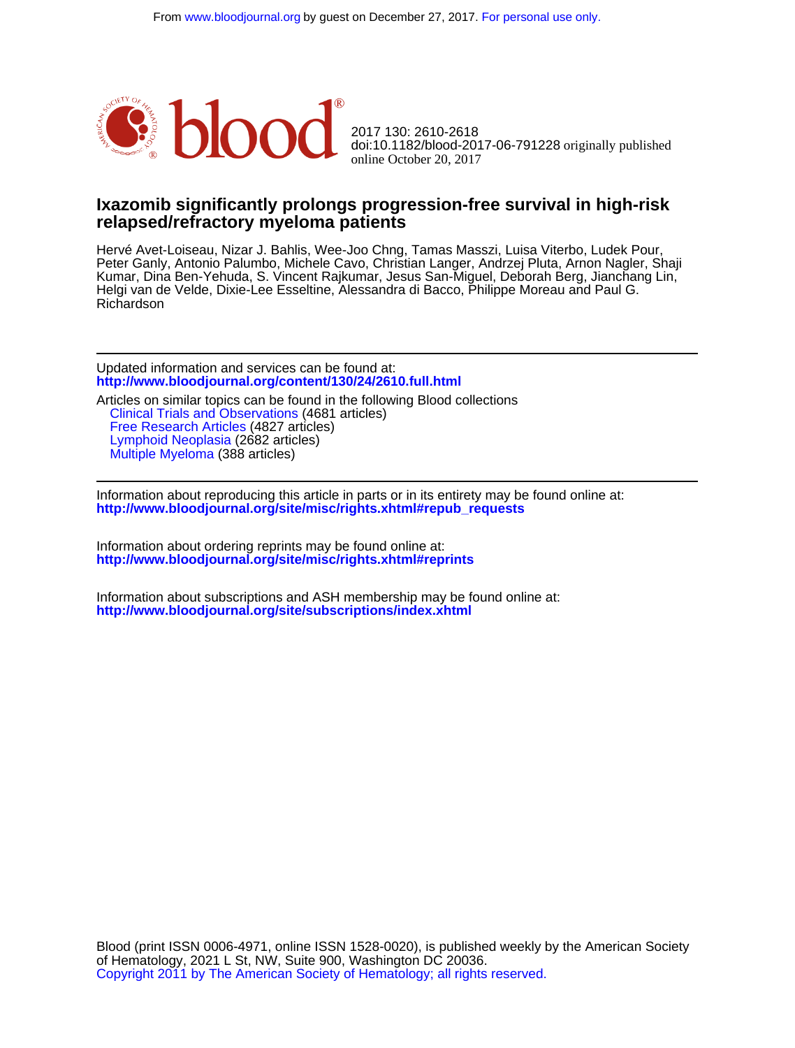2017 130: 2610-2618
doi:10.1182/blood-2017-06-791228 originally published online October 20, 2017

# Ixazomib significantly prolongs progression-free survival in high-risk relapsed/refractory myeloma patients

Hervé Avet-Loiseau, Nizar J. Bahlis, Wee-Joo Chng, Tamas Masszi, Luisa Viterbo, Ludek Pour, Peter Ganly, Antonio Palumbo, Michele Cavo, Christian Langer, Andrzej Pluta, Arnon Nagler, Shaji Kumar, Dina Ben-Yehuda, S. Vincent Rajkumar, Jesus San-Miguel, Deborah Berg, Jianchang Lin, Helgi van de Velde, Dixie-Lee Esseltine, Alessandra di Bacco, Philippe Moreau and Paul G. Richardson

---

Updated information and services can be found at:
**http://www.bloodjournal.org/content/130/24/2610.full.html**

Articles on similar topics can be found in the following Blood collections
- Clinical Trials and Observations (4681 articles)
- Free Research Articles (4827 articles)
- Lymphoid Neoplasia (2682 articles)
- Multiple Myeloma (388 articles)

---

Information about reproducing this article in parts or in its entirety may be found online at:
**http://www.bloodjournal.org/site/misc/rights.xhtml#repub_requests**

Information about ordering reprints may be found online at:
**http://www.bloodjournal.org/site/misc/rights.xhtml#reprints**

Information about subscriptions and ASH membership may be found online at:
**http://www.bloodjournal.org/site/subscriptions/index.xhtml**

Blood (print ISSN 0006-4971, online ISSN 1528-0020), is published weekly by the American Society of Hematology, 2021 L St, NW, Suite 900, Washington DC 20036.
Copyright 2011 by The American Society of Hematology; all rights reserved.